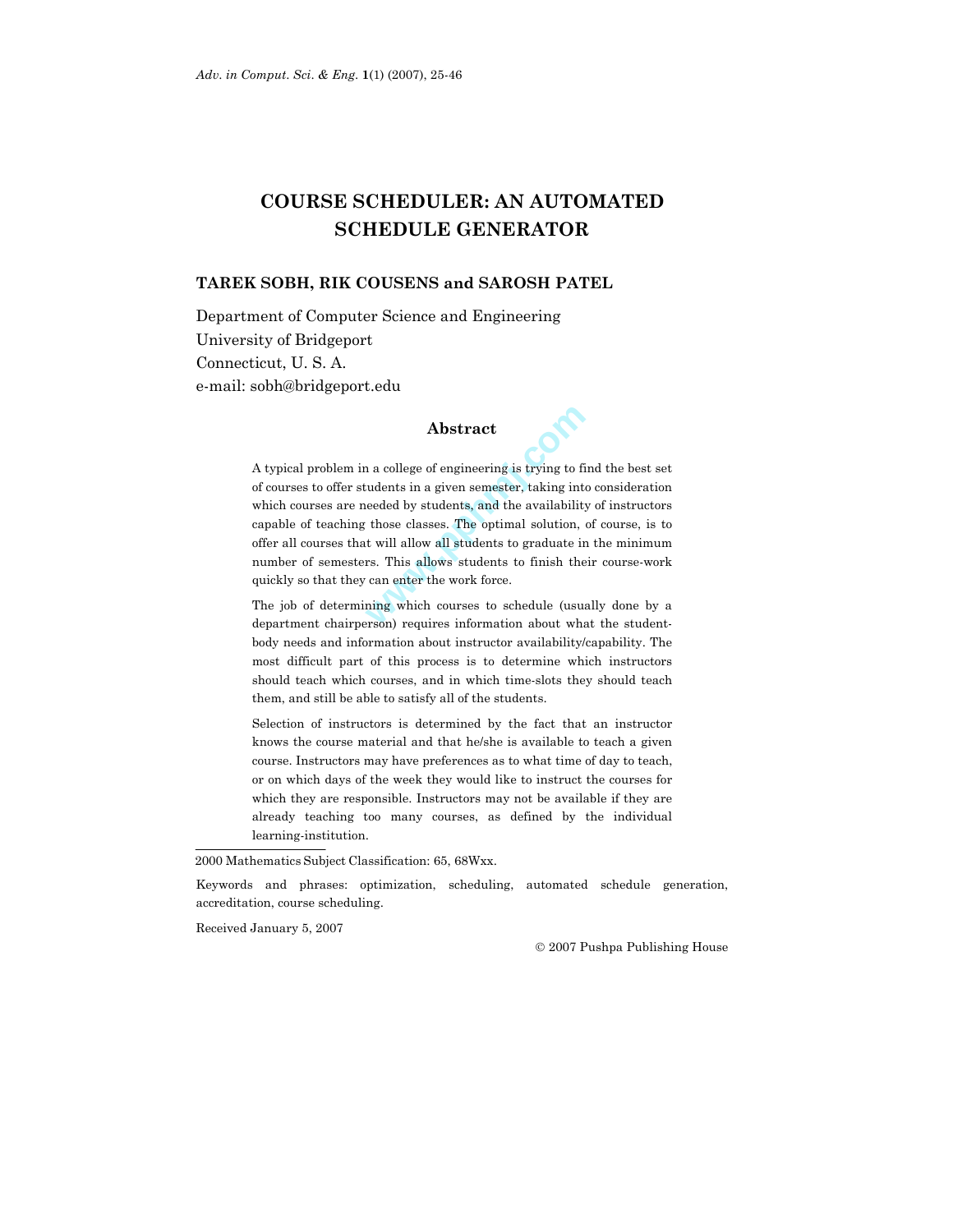# COURSE SCHEDULER: AN AUTOMATED SCHEDULE GENERATOR

**TAREK SOBH, RIK COUSENS and SAROSH PATEL**

Department of Computer Science and Engineering
University of Bridgeport
Connecticut, U. S. A.
e-mail: sobh@bridgeport.edu

## Abstract

A typical problem in a college of engineering is trying to find the best set of courses to offer students in a given semester, taking into consideration which courses are needed by students and the availability of instructors capable of teaching those classes. The optimal solution, of course, is to offer all courses that will allow all students to graduate in the minimum number of semesters. This allows students to finish their course-work quickly so that they can enter the work force.

The job of determining which courses to schedule (usually done by a department chairperson) requires information about what the student-body needs and information about instructor availability/capability. The most difficult part of this process is to determine which instructors should teach which courses, and in which time-slots they should teach them, and still be able to satisfy all of the students.

Selection of instructors is determined by the fact that an instructor knows the course material and that he/she is available to teach a given course. Instructors may have preferences as to what time of day to teach, or on which days of the week they would like to instruct the courses for which they are responsible. Instructors may not be available if they are already teaching too many courses, as defined by the individual learning-institution.

---

2000 Mathematics Subject Classification: 65, 68Wxx.

Keywords and phrases: optimization, scheduling, automated schedule generation, accreditation, course scheduling.

Received January 5, 2007

© 2007 Pushpa Publishing House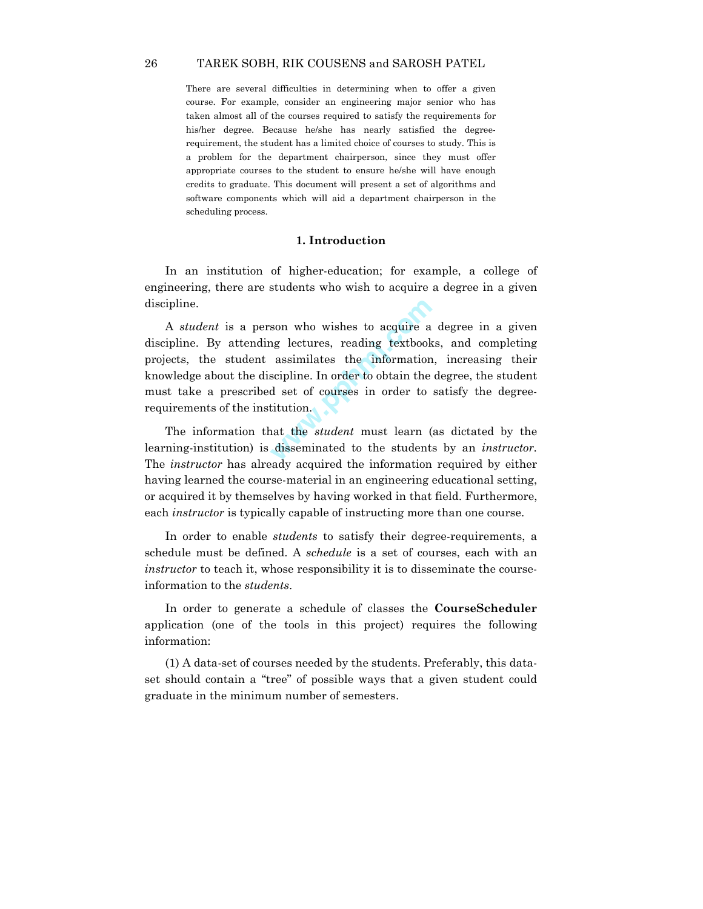There are several difficulties in determining when to offer a given course. For example, consider an engineering major senior who has taken almost all of the courses required to satisfy the requirements for his/her degree. Because he/she has nearly satisfied the degree-requirement, the student has a limited choice of courses to study. This is a problem for the department chairperson, since they must offer appropriate courses to the student to ensure he/she will have enough credits to graduate. This document will present a set of algorithms and software components which will aid a department chairperson in the scheduling process.

## 1. Introduction

In an institution of higher-education; for example, a college of engineering, there are students who wish to acquire a degree in a given discipline.

A *student* is a person who wishes to acquire a degree in a given discipline. By attending lectures, reading textbooks, and completing projects, the student assimilates the information, increasing their knowledge about the discipline. In order to obtain the degree, the student must take a prescribed set of courses in order to satisfy the degree-requirements of the institution.

The information that the *student* must learn (as dictated by the learning-institution) is disseminated to the students by an *instructor*. The *instructor* has already acquired the information required by either having learned the course-material in an engineering educational setting, or acquired it by themselves by having worked in that field. Furthermore, each *instructor* is typically capable of instructing more than one course.

In order to enable *students* to satisfy their degree-requirements, a schedule must be defined. A *schedule* is a set of courses, each with an *instructor* to teach it, whose responsibility it is to disseminate the course-information to the *students*.

In order to generate a schedule of classes the **CourseScheduler** application (one of the tools in this project) requires the following information:

(1) A data-set of courses needed by the students. Preferably, this data-set should contain a "tree" of possible ways that a given student could graduate in the minimum number of semesters.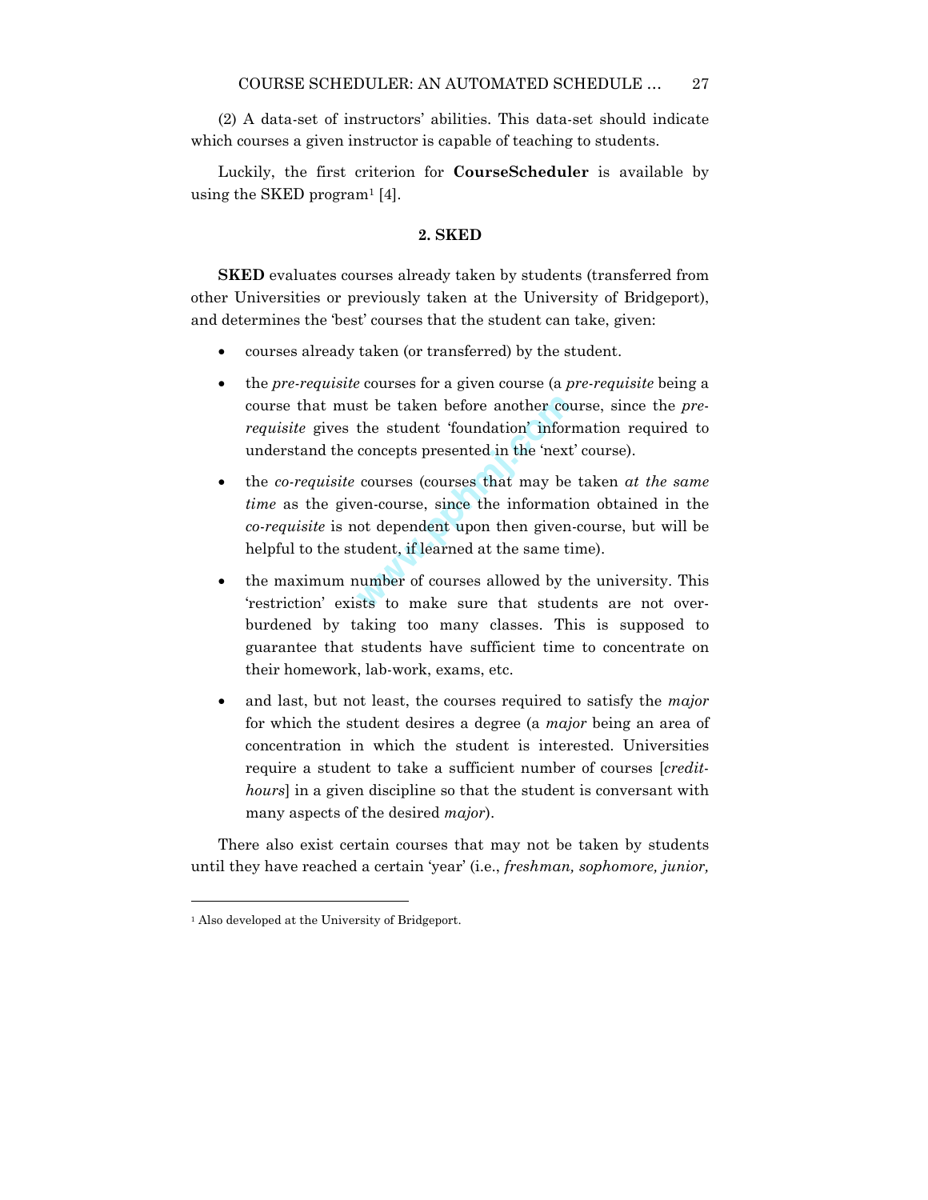(2) A data-set of instructors' abilities. This data-set should indicate which courses a given instructor is capable of teaching to students.

Luckily, the first criterion for **CourseScheduler** is available by using the SKED program[1] [4].

## 2. SKED

**SKED** evaluates courses already taken by students (transferred from other Universities or previously taken at the University of Bridgeport), and determines the 'best' courses that the student can take, given:

- courses already taken (or transferred) by the student.
- the *pre-requisite* courses for a given course (a *pre-requisite* being a course that must be taken before another course, since the *pre-requisite* gives the student 'foundation' information required to understand the concepts presented in the 'next' course).
- the *co-requisite* courses (courses that may be taken *at the same time* as the given-course, since the information obtained in the *co-requisite* is not dependent upon then given-course, but will be helpful to the student, if learned at the same time).
- the maximum number of courses allowed by the university. This 'restriction' exists to make sure that students are not over-burdened by taking too many classes. This is supposed to guarantee that students have sufficient time to concentrate on their homework, lab-work, exams, etc.
- and last, but not least, the courses required to satisfy the *major* for which the student desires a degree (a *major* being an area of concentration in which the student is interested. Universities require a student to take a sufficient number of courses [*credit-hours*] in a given discipline so that the student is conversant with many aspects of the desired *major*).

There also exist certain courses that may not be taken by students until they have reached a certain 'year' (i.e., *freshman, sophomore, junior,*

[1] Also developed at the University of Bridgeport.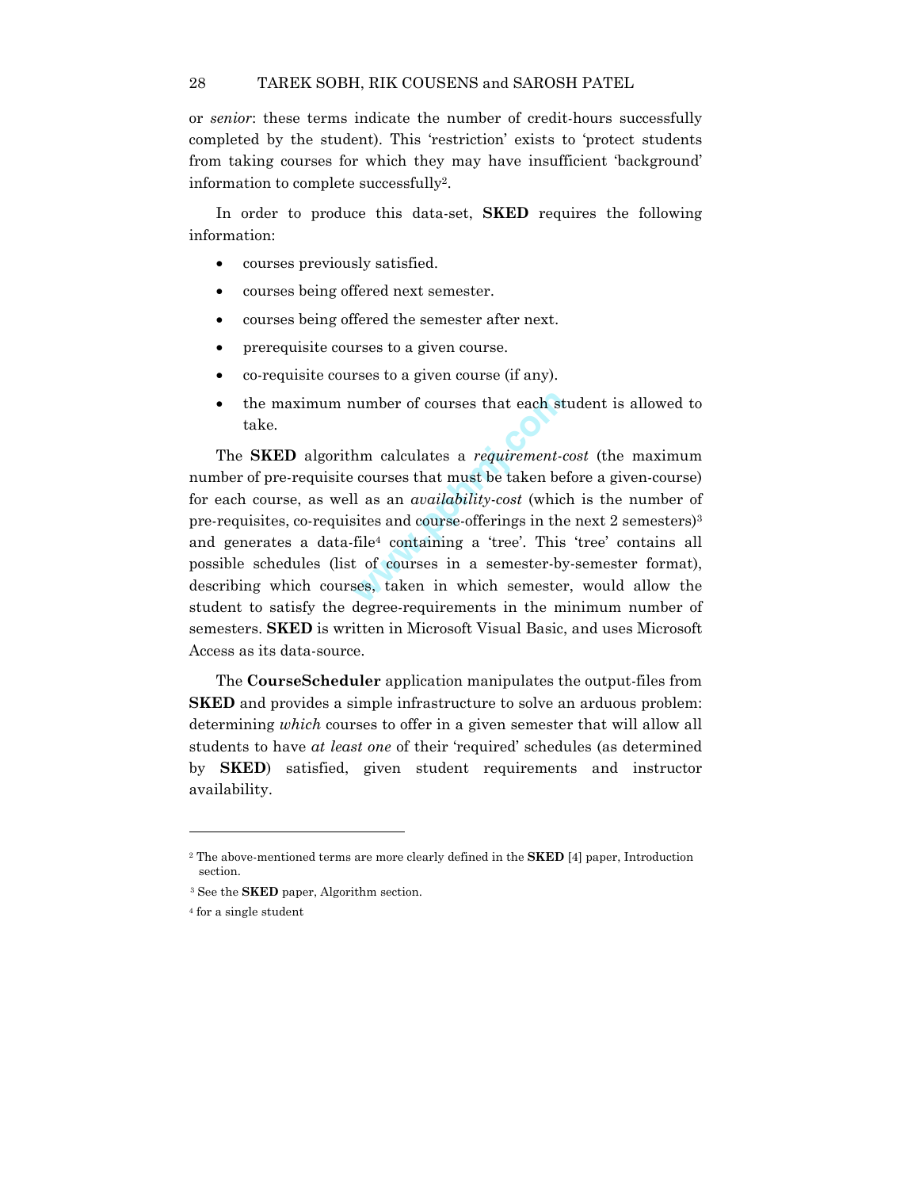or *senior*: these terms indicate the number of credit-hours successfully completed by the student). This 'restriction' exists to 'protect students from taking courses for which they may have insufficient 'background' information to complete successfully[2].

In order to produce this data-set, **SKED** requires the following information:

- courses previously satisfied.
- courses being offered next semester.
- courses being offered the semester after next.
- prerequisite courses to a given course.
- co-requisite courses to a given course (if any).
- the maximum number of courses that each student is allowed to take.

The **SKED** algorithm calculates a *requirement-cost* (the maximum number of pre-requisite courses that must be taken before a given-course) for each course, as well as an *availability-cost* (which is the number of pre-requisites, co-requisites and course-offerings in the next 2 semesters)[3] and generates a data-file[4] containing a 'tree'. This 'tree' contains all possible schedules (list of courses in a semester-by-semester format), describing which courses, taken in which semester, would allow the student to satisfy the degree-requirements in the minimum number of semesters. **SKED** is written in Microsoft Visual Basic, and uses Microsoft Access as its data-source.

The **CourseScheduler** application manipulates the output-files from **SKED** and provides a simple infrastructure to solve an arduous problem: determining *which* courses to offer in a given semester that will allow all students to have *at least one* of their 'required' schedules (as determined by **SKED**) satisfied, given student requirements and instructor availability.

---

[2] The above-mentioned terms are more clearly defined in the **SKED** [4] paper, Introduction section.

[3] See the **SKED** paper, Algorithm section.

[4] for a single student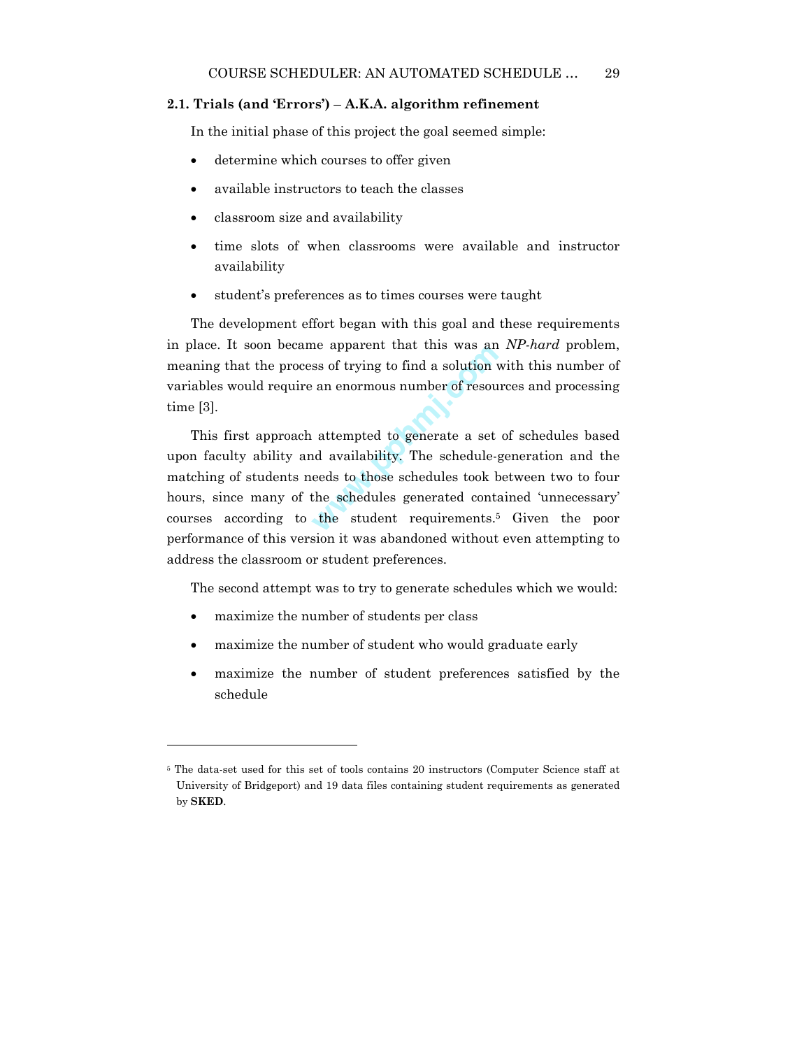### 2.1. Trials (and 'Errors') – A.K.A. algorithm refinement

In the initial phase of this project the goal seemed simple:

- determine which courses to offer given
- available instructors to teach the classes
- classroom size and availability
- time slots of when classrooms were available and instructor availability
- student's preferences as to times courses were taught

The development effort began with this goal and these requirements in place. It soon became apparent that this was an *NP-hard* problem, meaning that the process of trying to find a solution with this number of variables would require an enormous number of resources and processing time [3].

This first approach attempted to generate a set of schedules based upon faculty ability and availability. The schedule-generation and the matching of students needs to those schedules took between two to four hours, since many of the schedules generated contained 'unnecessary' courses according to the student requirements.[5] Given the poor performance of this version it was abandoned without even attempting to address the classroom or student preferences.

The second attempt was to try to generate schedules which we would:

- maximize the number of students per class
- maximize the number of student who would graduate early
- maximize the number of student preferences satisfied by the schedule

---

[5] The data-set used for this set of tools contains 20 instructors (Computer Science staff at University of Bridgeport) and 19 data files containing student requirements as generated by **SKED**.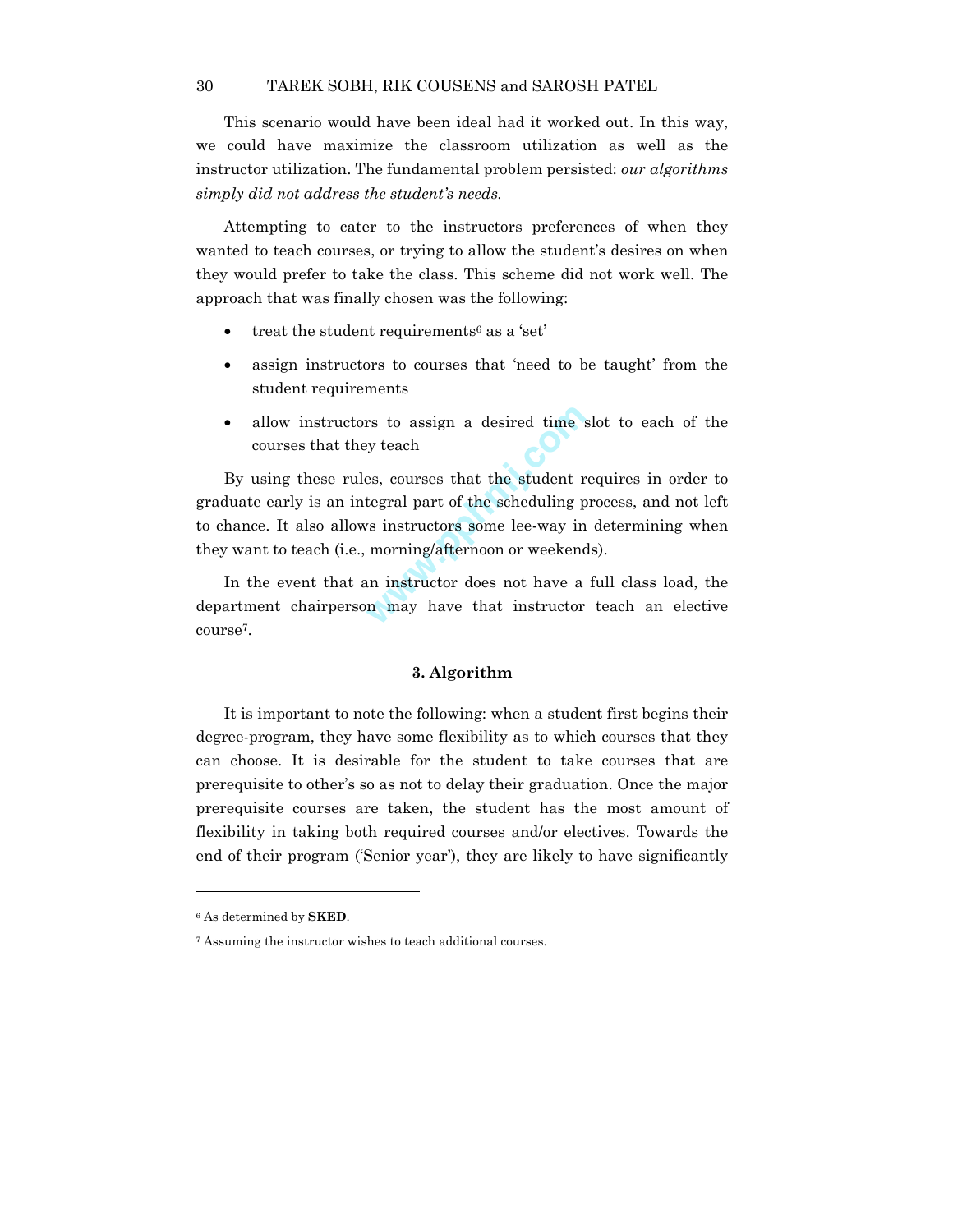This scenario would have been ideal had it worked out. In this way, we could have maximize the classroom utilization as well as the instructor utilization. The fundamental problem persisted: *our algorithms simply did not address the student's needs.*

Attempting to cater to the instructors preferences of when they wanted to teach courses, or trying to allow the student's desires on when they would prefer to take the class. This scheme did not work well. The approach that was finally chosen was the following:

- treat the student requirements[6] as a 'set'
- assign instructors to courses that 'need to be taught' from the student requirements
- allow instructors to assign a desired time slot to each of the courses that they teach

By using these rules, courses that the student requires in order to graduate early is an integral part of the scheduling process, and not left to chance. It also allows instructors some lee-way in determining when they want to teach (i.e., morning/afternoon or weekends).

In the event that an instructor does not have a full class load, the department chairperson may have that instructor teach an elective course[7].

## 3. Algorithm

It is important to note the following: when a student first begins their degree-program, they have some flexibility as to which courses that they can choose. It is desirable for the student to take courses that are prerequisite to other's so as not to delay their graduation. Once the major prerequisite courses are taken, the student has the most amount of flexibility in taking both required courses and/or electives. Towards the end of their program ('Senior year'), they are likely to have significantly

---

[6] As determined by **SKED**.

[7] Assuming the instructor wishes to teach additional courses.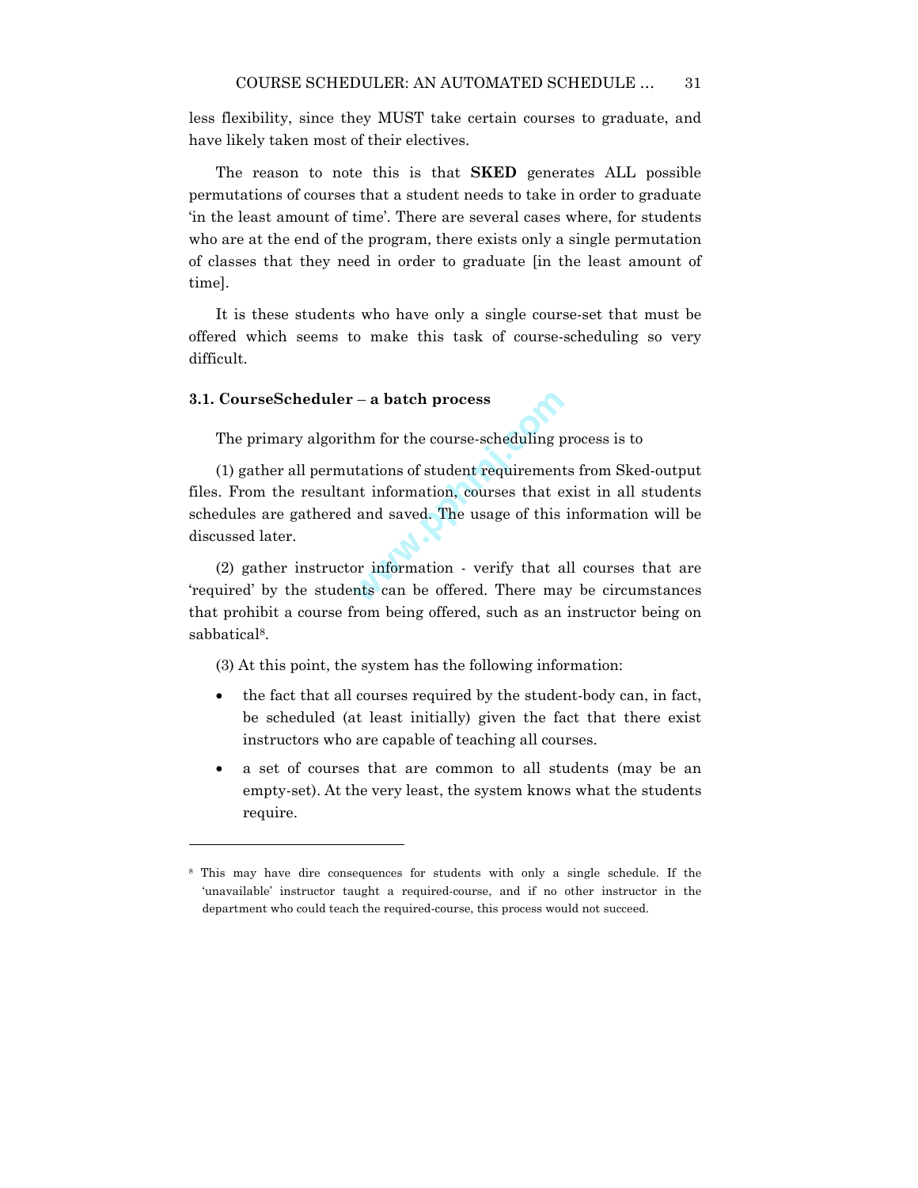less flexibility, since they MUST take certain courses to graduate, and have likely taken most of their electives.

The reason to note this is that **SKED** generates ALL possible permutations of courses that a student needs to take in order to graduate 'in the least amount of time'. There are several cases where, for students who are at the end of the program, there exists only a single permutation of classes that they need in order to graduate [in the least amount of time].

It is these students who have only a single course-set that must be offered which seems to make this task of course-scheduling so very difficult.

### 3.1. CourseScheduler – a batch process

The primary algorithm for the course-scheduling process is to

(1) gather all permutations of student requirements from Sked-output files. From the resultant information, courses that exist in all students schedules are gathered and saved. The usage of this information will be discussed later.

(2) gather instructor information - verify that all courses that are 'required' by the students can be offered. There may be circumstances that prohibit a course from being offered, such as an instructor being on sabbatical[8].

(3) At this point, the system has the following information:

- the fact that all courses required by the student-body can, in fact, be scheduled (at least initially) given the fact that there exist instructors who are capable of teaching all courses.
- a set of courses that are common to all students (may be an empty-set). At the very least, the system knows what the students require.

---

[8] This may have dire consequences for students with only a single schedule. If the 'unavailable' instructor taught a required-course, and if no other instructor in the department who could teach the required-course, this process would not succeed.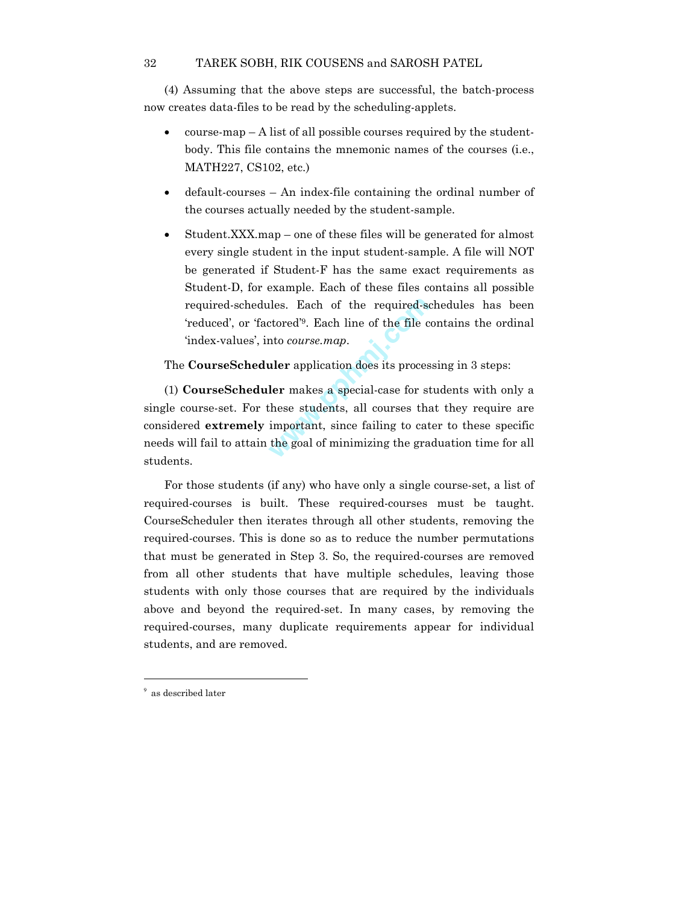(4) Assuming that the above steps are successful, the batch-process now creates data-files to be read by the scheduling-applets.

- course-map – A list of all possible courses required by the student-body. This file contains the mnemonic names of the courses (i.e., MATH227, CS102, etc.)
- default-courses – An index-file containing the ordinal number of the courses actually needed by the student-sample.
- Student.XXX.map – one of these files will be generated for almost every single student in the input student-sample. A file will NOT be generated if Student-F has the same exact requirements as Student-D, for example. Each of these files contains all possible required-schedules. Each of the required-schedules has been 'reduced', or 'factored'[9]. Each line of the file contains the ordinal 'index-values', into *course.map*.

The **CourseScheduler** application does its processing in 3 steps:

(1) **CourseScheduler** makes a special-case for students with only a single course-set. For these students, all courses that they require are considered **extremely** important, since failing to cater to these specific needs will fail to attain the goal of minimizing the graduation time for all students.

For those students (if any) who have only a single course-set, a list of required-courses is built. These required-courses must be taught. CourseScheduler then iterates through all other students, removing the required-courses. This is done so as to reduce the number permutations that must be generated in Step 3. So, the required-courses are removed from all other students that have multiple schedules, leaving those students with only those courses that are required by the individuals above and beyond the required-set. In many cases, by removing the required-courses, many duplicate requirements appear for individual students, and are removed.

[9] as described later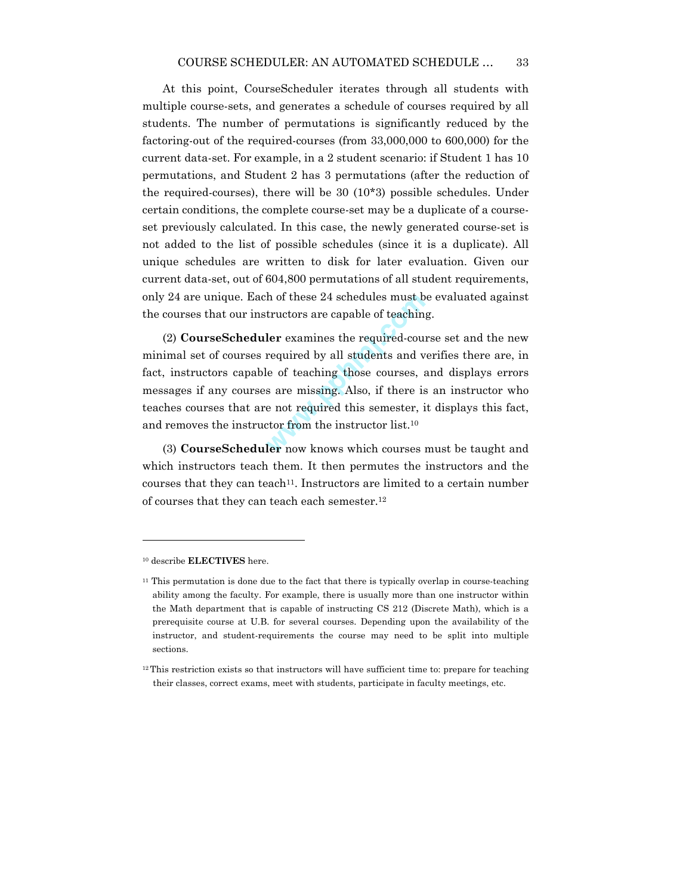At this point, CourseScheduler iterates through all students with multiple course-sets, and generates a schedule of courses required by all students. The number of permutations is significantly reduced by the factoring-out of the required-courses (from 33,000,000 to 600,000) for the current data-set. For example, in a 2 student scenario: if Student 1 has 10 permutations, and Student 2 has 3 permutations (after the reduction of the required-courses), there will be 30 (10*3) possible schedules. Under certain conditions, the complete course-set may be a duplicate of a course-set previously calculated. In this case, the newly generated course-set is not added to the list of possible schedules (since it is a duplicate). All unique schedules are written to disk for later evaluation. Given our current data-set, out of 604,800 permutations of all student requirements, only 24 are unique. Each of these 24 schedules must be evaluated against the courses that our instructors are capable of teaching.

(2) **CourseScheduler** examines the required-course set and the new minimal set of courses required by all students and verifies there are, in fact, instructors capable of teaching those courses, and displays errors messages if any courses are missing. Also, if there is an instructor who teaches courses that are not required this semester, it displays this fact, and removes the instructor from the instructor list.[10]

(3) **CourseScheduler** now knows which courses must be taught and which instructors teach them. It then permutes the instructors and the courses that they can teach[11]. Instructors are limited to a certain number of courses that they can teach each semester.[12]

---

[10] describe **ELECTIVES** here.

[11] This permutation is done due to the fact that there is typically overlap in course-teaching ability among the faculty. For example, there is usually more than one instructor within the Math department that is capable of instructing CS 212 (Discrete Math), which is a prerequisite course at U.B. for several courses. Depending upon the availability of the instructor, and student-requirements the course may need to be split into multiple sections.

[12] This restriction exists so that instructors will have sufficient time to: prepare for teaching their classes, correct exams, meet with students, participate in faculty meetings, etc.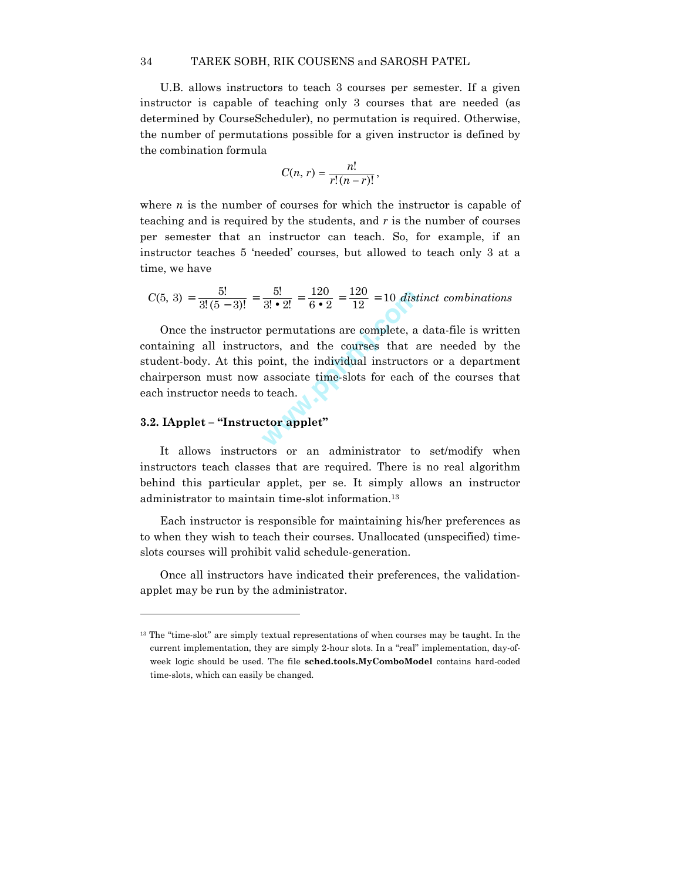U.B. allows instructors to teach 3 courses per semester. If a given instructor is capable of teaching only 3 courses that are needed (as determined by CourseScheduler), no permutation is required. Otherwise, the number of permutations possible for a given instructor is defined by the combination formula

$$C(n, r) = \frac{n!}{r!\,(n-r)!},$$

where $n$ is the number of courses for which the instructor is capable of teaching and is required by the students, and $r$ is the number of courses per semester that an instructor can teach. So, for example, if an instructor teaches 5 'needed' courses, but allowed to teach only 3 at a time, we have

$$C(5,\ 3) = \frac{5!}{3!\,(5-3)!} = \frac{5!}{3! \bullet 2!} = \frac{120}{6 \bullet 2} = \frac{120}{12} = 10 \textit{ distinct combinations}$$

Once the instructor permutations are complete, a data-file is written containing all instructors, and the courses that are needed by the student-body. At this point, the individual instructors or a department chairperson must now associate time-slots for each of the courses that each instructor needs to teach.

### 3.2. IApplet – "Instructor applet"

It allows instructors or an administrator to set/modify when instructors teach classes that are required. There is no real algorithm behind this particular applet, per se. It simply allows an instructor administrator to maintain time-slot information.[13]

Each instructor is responsible for maintaining his/her preferences as to when they wish to teach their courses. Unallocated (unspecified) time-slots courses will prohibit valid schedule-generation.

Once all instructors have indicated their preferences, the validation-applet may be run by the administrator.

---

[13] The "time-slot" are simply textual representations of when courses may be taught. In the current implementation, they are simply 2-hour slots. In a "real" implementation, day-of-week logic should be used. The file **sched.tools.MyComboModel** contains hard-coded time-slots, which can easily be changed.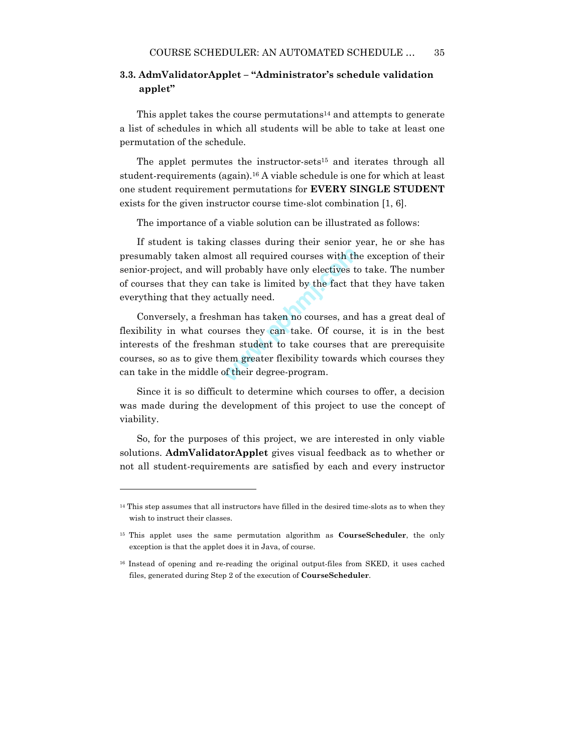### 3.3. AdmValidatorApplet – "Administrator's schedule validation applet"

This applet takes the course permutations[14] and attempts to generate a list of schedules in which all students will be able to take at least one permutation of the schedule.

The applet permutes the instructor-sets[15] and iterates through all student-requirements (again).[16] A viable schedule is one for which at least one student requirement permutations for **EVERY SINGLE STUDENT** exists for the given instructor course time-slot combination [1, 6].

The importance of a viable solution can be illustrated as follows:

If student is taking classes during their senior year, he or she has presumably taken almost all required courses with the exception of their senior-project, and will probably have only electives to take. The number of courses that they can take is limited by the fact that they have taken everything that they actually need.

Conversely, a freshman has taken no courses, and has a great deal of flexibility in what courses they can take. Of course, it is in the best interests of the freshman student to take courses that are prerequisite courses, so as to give them greater flexibility towards which courses they can take in the middle of their degree-program.

Since it is so difficult to determine which courses to offer, a decision was made during the development of this project to use the concept of viability.

So, for the purposes of this project, we are interested in only viable solutions. **AdmValidatorApplet** gives visual feedback as to whether or not all student-requirements are satisfied by each and every instructor

---

[14] This step assumes that all instructors have filled in the desired time-slots as to when they wish to instruct their classes.

[15] This applet uses the same permutation algorithm as **CourseScheduler**, the only exception is that the applet does it in Java, of course.

[16] Instead of opening and re-reading the original output-files from SKED, it uses cached files, generated during Step 2 of the execution of **CourseScheduler**.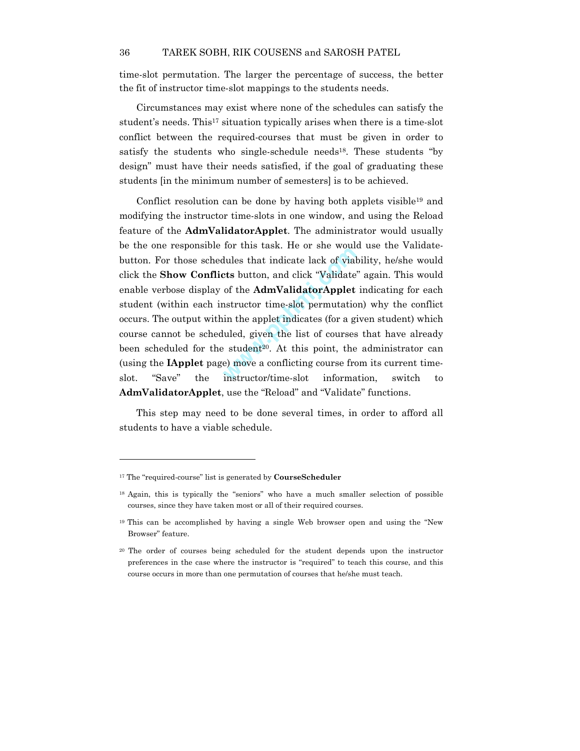time-slot permutation. The larger the percentage of success, the better the fit of instructor time-slot mappings to the students needs.

Circumstances may exist where none of the schedules can satisfy the student's needs. This[17] situation typically arises when there is a time-slot conflict between the required-courses that must be given in order to satisfy the students who single-schedule needs[18]. These students "by design" must have their needs satisfied, if the goal of graduating these students [in the minimum number of semesters] is to be achieved.

Conflict resolution can be done by having both applets visible[19] and modifying the instructor time-slots in one window, and using the Reload feature of the **AdmValidatorApplet**. The administrator would usually be the one responsible for this task. He or she would use the Validate-button. For those schedules that indicate lack of viability, he/she would click the **Show Conflicts** button, and click "Validate" again. This would enable verbose display of the **AdmValidatorApplet** indicating for each student (within each instructor time-slot permutation) why the conflict occurs. The output within the applet indicates (for a given student) which course cannot be scheduled, given the list of courses that have already been scheduled for the student[20]. At this point, the administrator can (using the **IApplet** page) move a conflicting course from its current time-slot. "Save" the instructor/time-slot information, switch to **AdmValidatorApplet**, use the "Reload" and "Validate" functions.

This step may need to be done several times, in order to afford all students to have a viable schedule.

---

[17] The "required-course" list is generated by **CourseScheduler**

[18] Again, this is typically the "seniors" who have a much smaller selection of possible courses, since they have taken most or all of their required courses.

[19] This can be accomplished by having a single Web browser open and using the "New Browser" feature.

[20] The order of courses being scheduled for the student depends upon the instructor preferences in the case where the instructor is "required" to teach this course, and this course occurs in more than one permutation of courses that he/she must teach.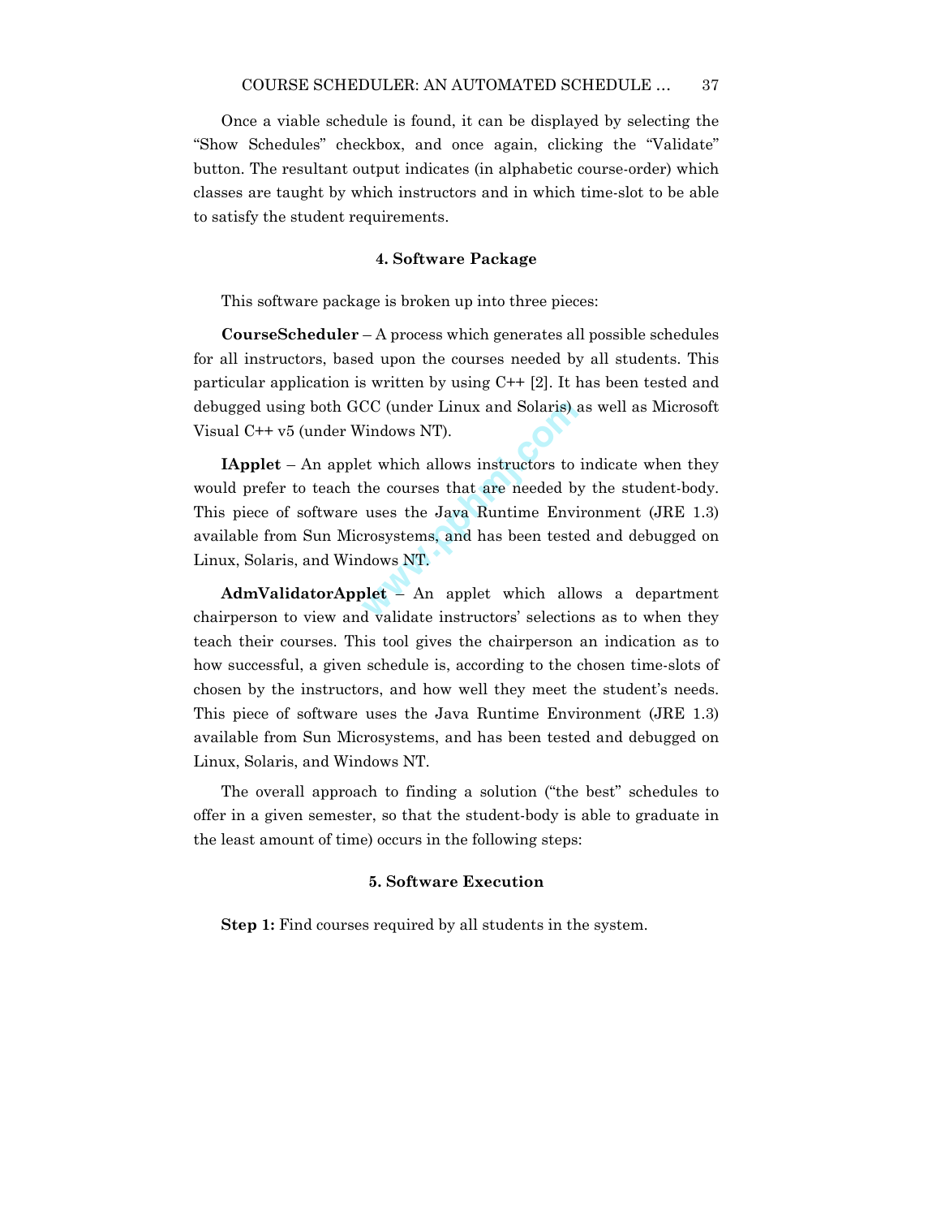Once a viable schedule is found, it can be displayed by selecting the "Show Schedules" checkbox, and once again, clicking the "Validate" button. The resultant output indicates (in alphabetic course-order) which classes are taught by which instructors and in which time-slot to be able to satisfy the student requirements.

## 4. Software Package

This software package is broken up into three pieces:

**CourseScheduler** – A process which generates all possible schedules for all instructors, based upon the courses needed by all students. This particular application is written by using C++ [2]. It has been tested and debugged using both GCC (under Linux and Solaris) as well as Microsoft Visual C++ v5 (under Windows NT).

**IApplet** – An applet which allows instructors to indicate when they would prefer to teach the courses that are needed by the student-body. This piece of software uses the Java Runtime Environment (JRE 1.3) available from Sun Microsystems, and has been tested and debugged on Linux, Solaris, and Windows NT.

**AdmValidatorApplet** – An applet which allows a department chairperson to view and validate instructors' selections as to when they teach their courses. This tool gives the chairperson an indication as to how successful, a given schedule is, according to the chosen time-slots of chosen by the instructors, and how well they meet the student's needs. This piece of software uses the Java Runtime Environment (JRE 1.3) available from Sun Microsystems, and has been tested and debugged on Linux, Solaris, and Windows NT.

The overall approach to finding a solution ("the best" schedules to offer in a given semester, so that the student-body is able to graduate in the least amount of time) occurs in the following steps:

## 5. Software Execution

**Step 1:** Find courses required by all students in the system.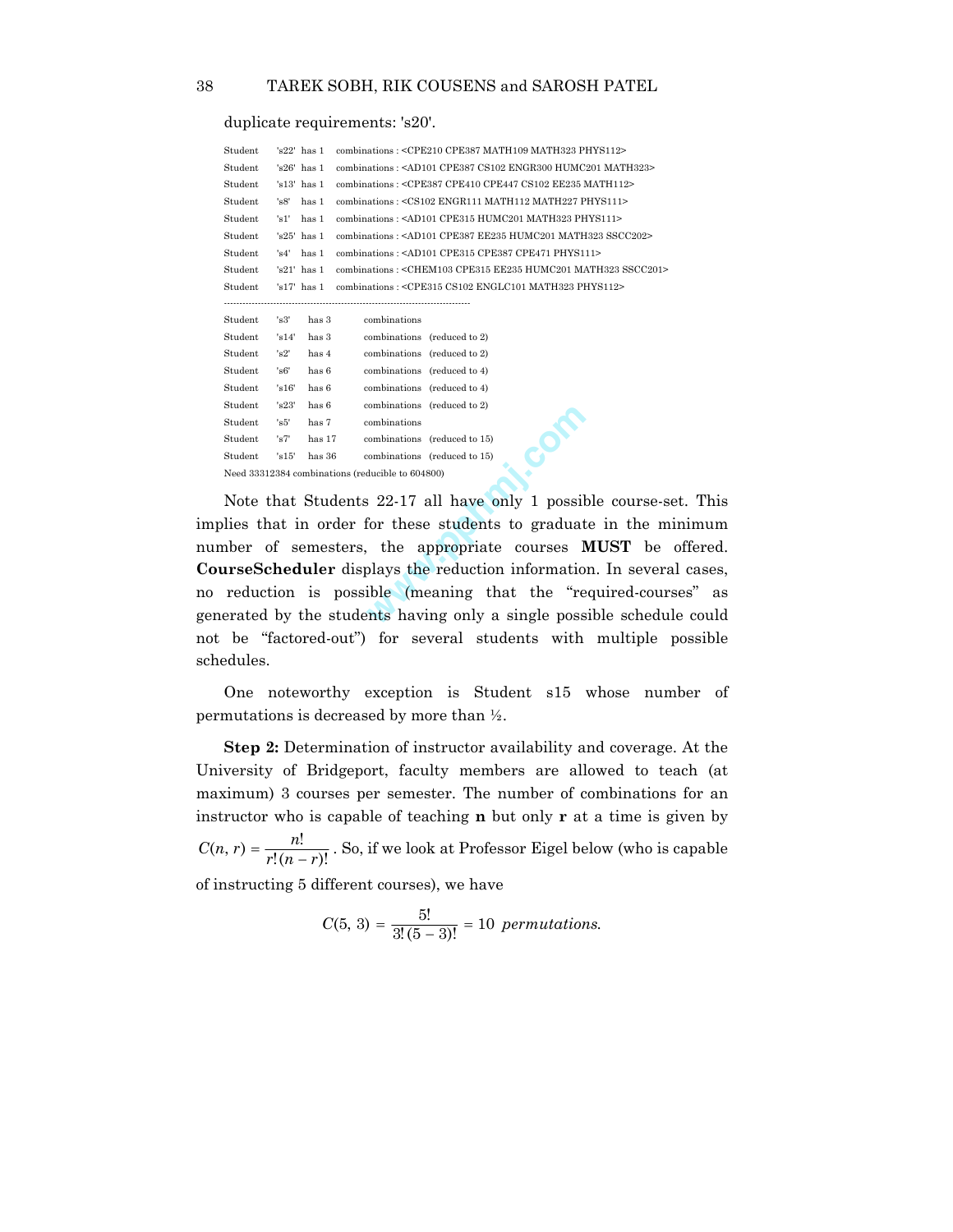duplicate requirements: 's20'.

```
Student   's22'  has 1   combinations : <CPE210 CPE387 MATH109 MATH323 PHYS112>
Student   's26'  has 1   combinations : <AD101 CPE387 CS102 ENGR300 HUMC201 MATH323>
Student   's13'  has 1   combinations : <CPE387 CPE410 CPE447 CS102 EE235 MATH112>
Student   's8'   has 1   combinations : <CS102 ENGR111 MATH112 MATH227 PHYS111>
Student   's1'   has 1   combinations : <AD101 CPE315 HUMC201 MATH323 PHYS111>
Student   's25'  has 1   combinations : <AD101 CPE387 EE235 HUMC201 MATH323 SSCC202>
Student   's4'   has 1   combinations : <AD101 CPE315 CPE387 CPE471 PHYS111>
Student   's21'  has 1   combinations : <CHEM103 CPE315 EE235 HUMC201 MATH323 SSCC201>
Student   's17'  has 1   combinations : <CPE315 CS102 ENGLC101 MATH323 PHYS112>
-----------------------------------------------------------------------------------
Student   's3'    has 3    combinations
Student   's14'   has 3    combinations   (reduced to 2)
Student   's2'    has 4    combinations   (reduced to 2)
Student   's6'    has 6    combinations   (reduced to 4)
Student   's16'   has 6    combinations   (reduced to 4)
Student   's23'   has 6    combinations   (reduced to 2)
Student   's5'    has 7    combinations
Student   's7'    has 17   combinations   (reduced to 15)
Student   's15'   has 36   combinations   (reduced to 15)
Need 33312384 combinations (reducible to 604800)
```

Note that Students 22-17 all have only 1 possible course-set. This implies that in order for these students to graduate in the minimum number of semesters, the appropriate courses **MUST** be offered. **CourseScheduler** displays the reduction information. In several cases, no reduction is possible (meaning that the "required-courses" as generated by the students having only a single possible schedule could not be "factored-out") for several students with multiple possible schedules.

One noteworthy exception is Student s15 whose number of permutations is decreased by more than ½.

**Step 2:** Determination of instructor availability and coverage. At the University of Bridgeport, faculty members are allowed to teach (at maximum) 3 courses per semester. The number of combinations for an instructor who is capable of teaching **n** but only **r** at a time is given by $C(n, r) = \dfrac{n!}{r!(n-r)!}$. So, if we look at Professor Eigel below (who is capable of instructing 5 different courses), we have

$$C(5, 3) = \frac{5!}{3!(5-3)!} = 10 \ \textit{permutations.}$$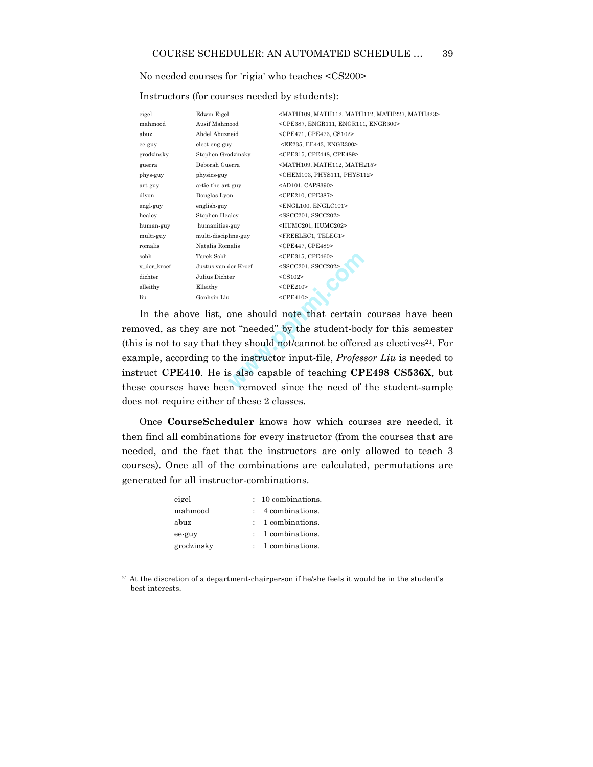No needed courses for 'rigia' who teaches <CS200>

Instructors (for courses needed by students):

| | | |
|---|---|---|
| eigel | Edwin Eigel | <MATH109, MATH112, MATH112, MATH227, MATH323> |
| mahmood | Ausif Mahmood | <CPE387, ENGR111, ENGR111, ENGR300> |
| abuz | Abdel Abuzneid | <CPE471, CPE473, CS102> |
| ee-guy | elect-eng-guy | <EE235, EE443, ENGR300> |
| grodzinsky | Stephen Grodzinsky | <CPE315, CPE448, CPE489> |
| guerra | Deborah Guerra | <MATH109, MATH112, MATH215> |
| phys-guy | physics-guy | <CHEM103, PHYS111, PHYS112> |
| art-guy | artie-the-art-guy | <AD101, CAPS390> |
| dlyon | Douglas Lyon | <CPE210, CPE387> |
| engl-guy | english-guy | <ENGL100, ENGLC101> |
| healey | Stephen Healey | <SSCC201, SSCC202> |
| human-guy | humanities-guy | <HUMC201, HUMC202> |
| multi-guy | multi-discipline-guy | <FREELEC1, TELEC1> |
| romalis | Natalia Romalis | <CPE447, CPE489> |
| sobh | Tarek Sobh | <CPE315, CPE460> |
| v_der_kroef | Justus van der Kroef | <SSCC201, SSCC202> |
| dichter | Julius Dichter | <CS102> |
| elleithy | Elleithy | <CPE210> |
| liu | Gonhsin Liu | <CPE410> |

In the above list, one should note that certain courses have been removed, as they are not "needed" by the student-body for this semester (this is not to say that they should not/cannot be offered as electives[21]. For example, according to the instructor input-file, *Professor Liu* is needed to instruct **CPE410**. He is also capable of teaching **CPE498 CS536X**, but these courses have been removed since the need of the student-sample does not require either of these 2 classes.

Once **CourseScheduler** knows how which courses are needed, it then find all combinations for every instructor (from the courses that are needed, and the fact that the instructors are only allowed to teach 3 courses). Once all of the combinations are calculated, permutations are generated for all instructor-combinations.

| | | |
|---|---|---|
| eigel | : | 10 combinations. |
| mahmood | : | 4 combinations. |
| abuz | : | 1 combinations. |
| ee-guy | : | 1 combinations. |
| grodzinsky | : | 1 combinations. |

[21] At the discretion of a department-chairperson if he/she feels it would be in the student's best interests.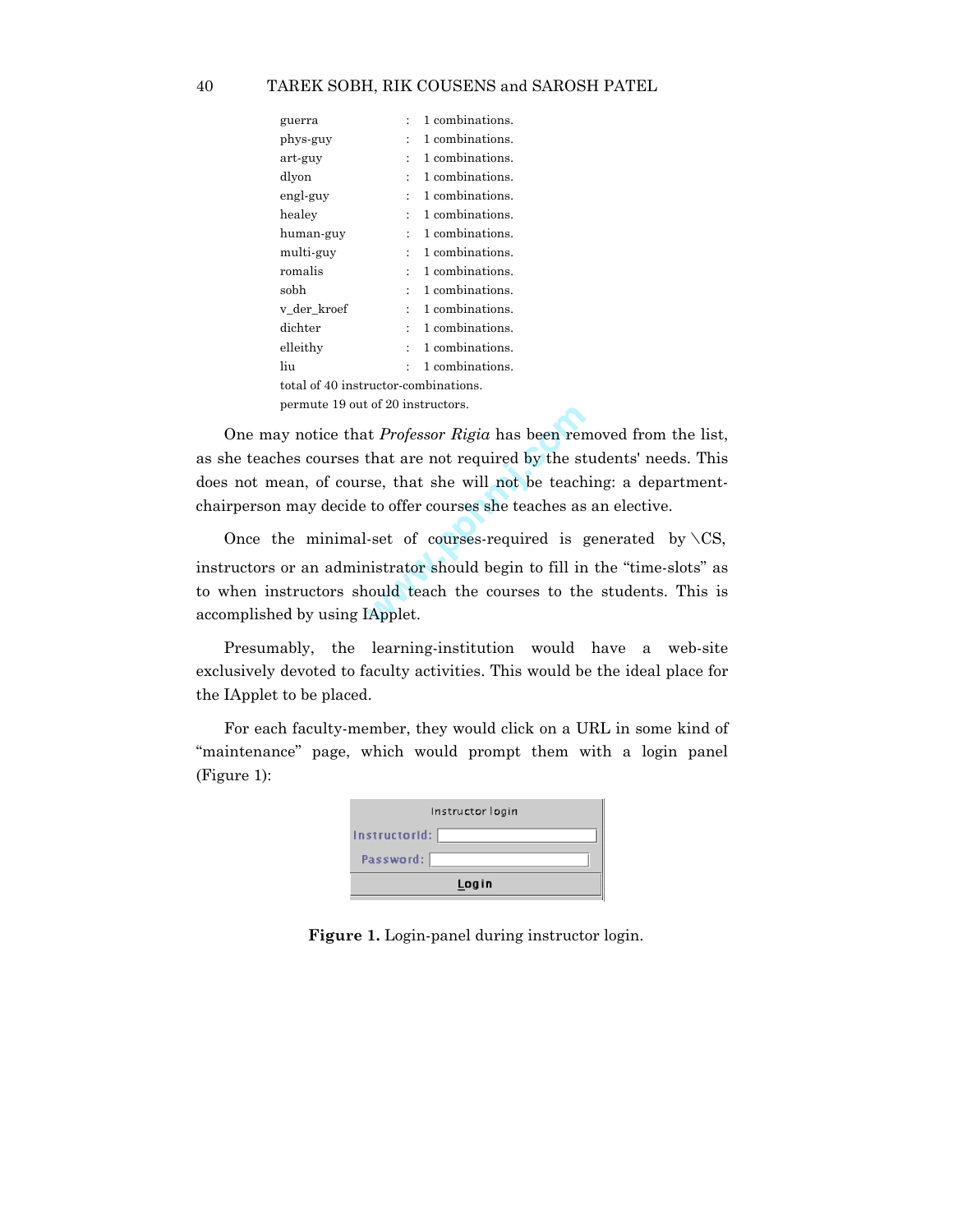```
guerra        : 1 combinations.
phys-guy      : 1 combinations.
art-guy       : 1 combinations.
dlyon         : 1 combinations.
engl-guy      : 1 combinations.
healey        : 1 combinations.
human-guy     : 1 combinations.
multi-guy     : 1 combinations.
romalis       : 1 combinations.
sobh          : 1 combinations.
v_der_kroef   : 1 combinations.
dichter       : 1 combinations.
elleithy      : 1 combinations.
liu           : 1 combinations.
total of 40 instructor-combinations.
permute 19 out of 20 instructors.
```

One may notice that *Professor Rigia* has been removed from the list, as she teaches courses that are not required by the students' needs. This does not mean, of course, that she will not be teaching: a department-chairperson may decide to offer courses she teaches as an elective.

Once the minimal-set of courses-required is generated by \CS, instructors or an administrator should begin to fill in the "time-slots" as to when instructors should teach the courses to the students. This is accomplished by using IApplet.

Presumably, the learning-institution would have a web-site exclusively devoted to faculty activities. This would be the ideal place for the IApplet to be placed.

For each faculty-member, they would click on a URL in some kind of "maintenance" page, which would prompt them with a login panel (Figure 1):

Instructor login

InstructorId:

Password:

Login

**Figure 1.** Login-panel during instructor login.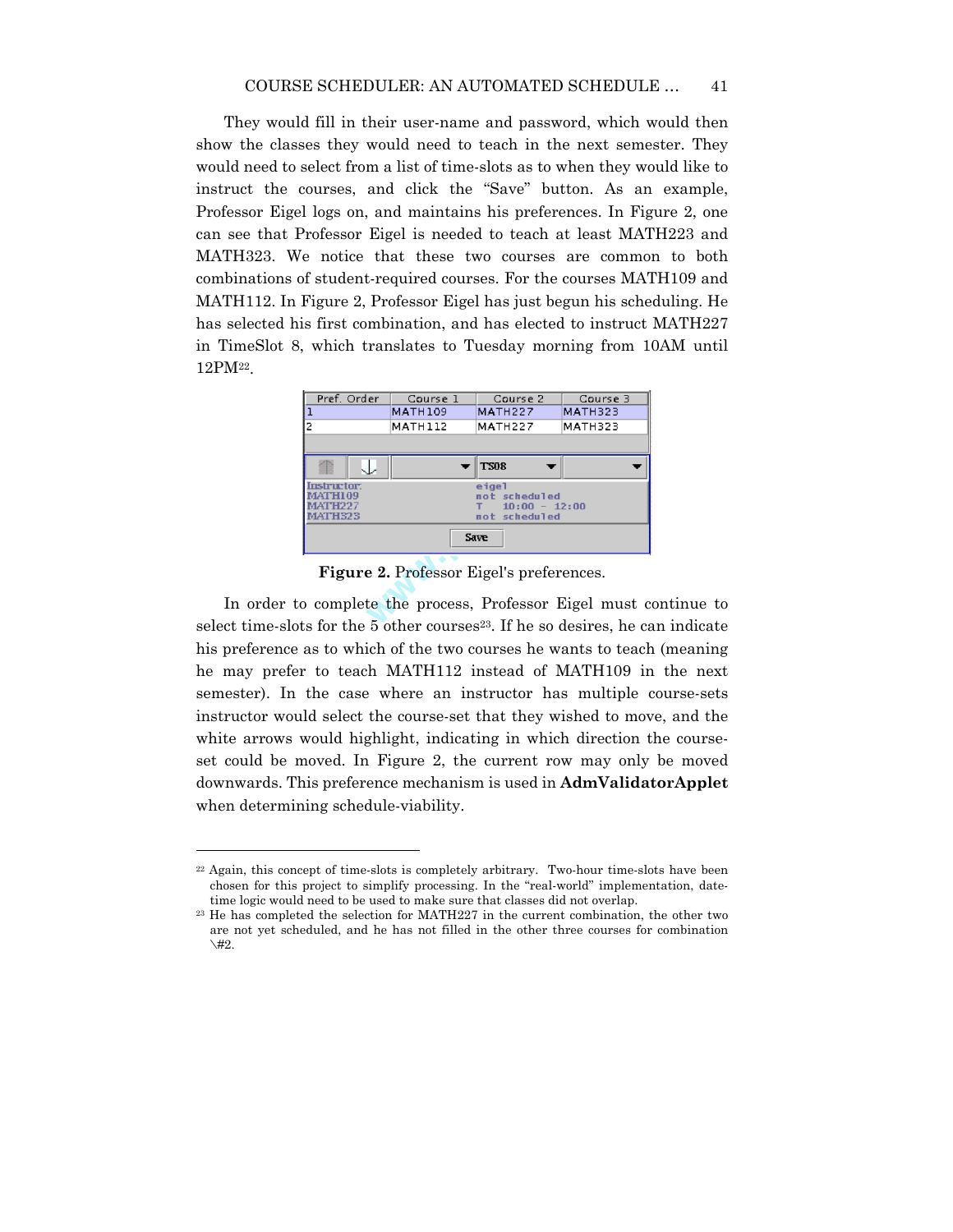They would fill in their user-name and password, which would then show the classes they would need to teach in the next semester. They would need to select from a list of time-slots as to when they would like to instruct the courses, and click the "Save" button. As an example, Professor Eigel logs on, and maintains his preferences. In Figure 2, one can see that Professor Eigel is needed to teach at least MATH223 and MATH323. We notice that these two courses are common to both combinations of student-required courses. For the courses MATH109 and MATH112. In Figure 2, Professor Eigel has just begun his scheduling. He has selected his first combination, and has elected to instruct MATH227 in TimeSlot 8, which translates to Tuesday morning from 10AM until 12PM[22].

| Pref. Order | Course 1 | Course 2 | Course 3 |
|---|---|---|---|
| 1 | MATH109 | MATH227 | MATH323 |
| 2 | MATH112 | MATH227 | MATH323 |

| | TS08 | |
|---|---|---|
| Instructor: | eigel | |
| MATH109 | not scheduled | |
| MATH227 | T 10:00 - 12:00 | |
| MATH323 | not scheduled | |

Save

**Figure 2.** Professor Eigel's preferences.

In order to complete the process, Professor Eigel must continue to select time-slots for the 5 other courses[23]. If he so desires, he can indicate his preference as to which of the two courses he wants to teach (meaning he may prefer to teach MATH112 instead of MATH109 in the next semester). In the case where an instructor has multiple course-sets instructor would select the course-set that they wished to move, and the white arrows would highlight, indicating in which direction the course-set could be moved. In Figure 2, the current row may only be moved downwards. This preference mechanism is used in **AdmValidatorApplet** when determining schedule-viability.

---

[22] Again, this concept of time-slots is completely arbitrary. Two-hour time-slots have been chosen for this project to simplify processing. In the "real-world" implementation, date-time logic would need to be used to make sure that classes did not overlap.

[23] He has completed the selection for MATH227 in the current combination, the other two are not yet scheduled, and he has not filled in the other three courses for combination \#2.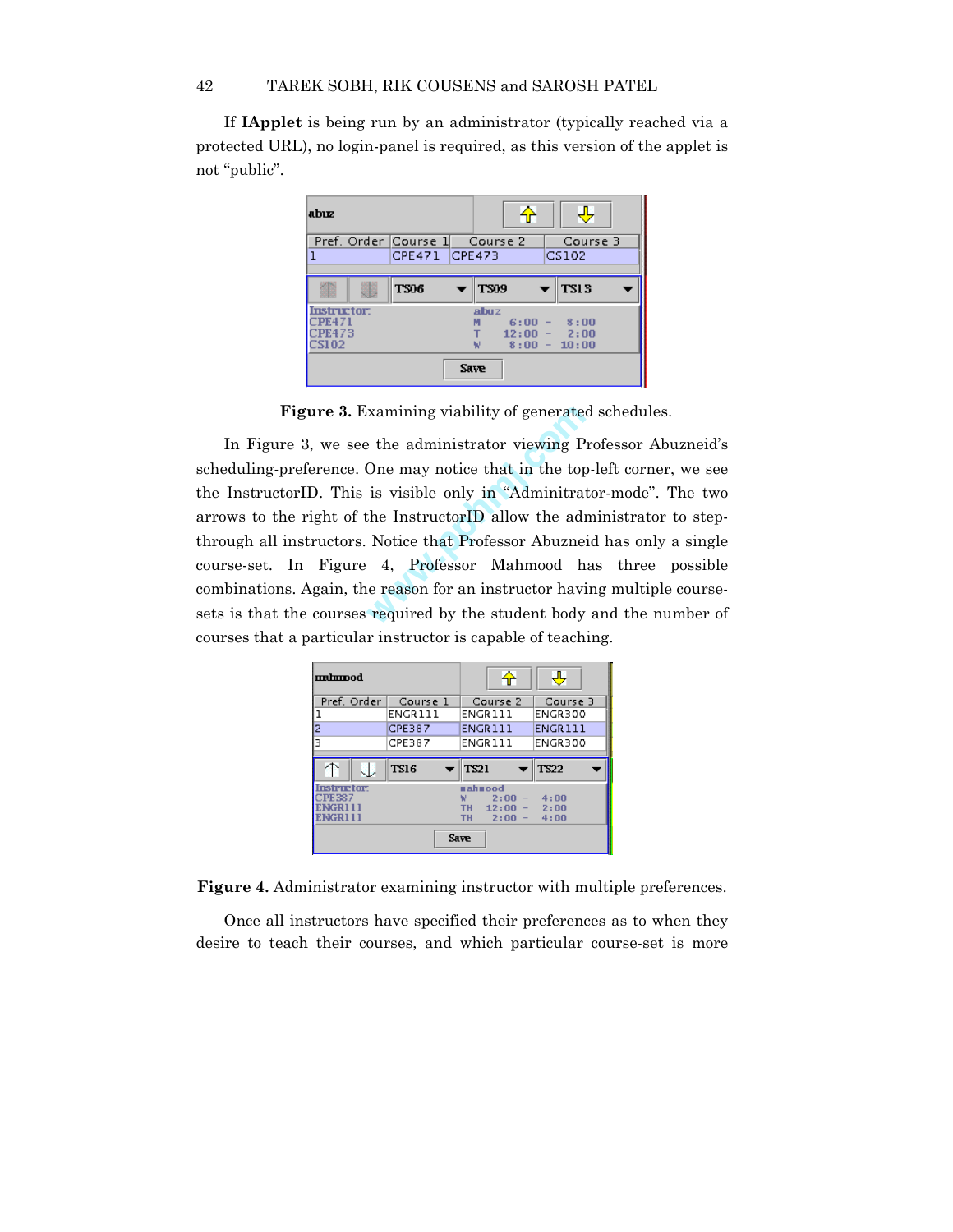If **IApplet** is being run by an administrator (typically reached via a protected URL), no login-panel is required, as this version of the applet is not “public”.

**Figure 3.** Examining viability of generated schedules.

In Figure 3, we see the administrator viewing Professor Abuzneid’s scheduling-preference. One may notice that in the top-left corner, we see the InstructorID. This is visible only in “Adminitrator-mode”. The two arrows to the right of the InstructorID allow the administrator to step-through all instructors. Notice that Professor Abuzneid has only a single course-set. In Figure 4, Professor Mahmood has three possible combinations. Again, the reason for an instructor having multiple course-sets is that the courses required by the student body and the number of courses that a particular instructor is capable of teaching.

**Figure 4.** Administrator examining instructor with multiple preferences.

Once all instructors have specified their preferences as to when they desire to teach their courses, and which particular course-set is more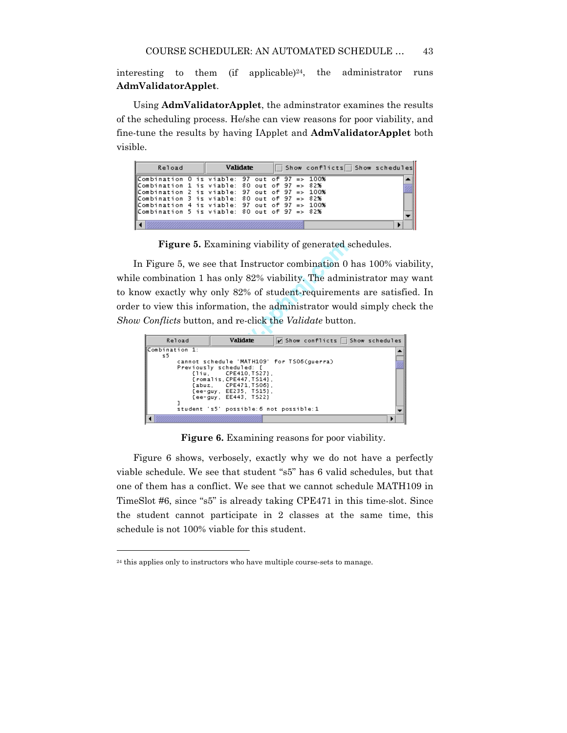interesting to them (if applicable)[24], the administrator runs **AdmValidatorApplet**.

Using **AdmValidatorApplet**, the adminstrator examines the results of the scheduling process. He/she can view reasons for poor viability, and fine-tune the results by having IApplet and **AdmValidatorApplet** both visible.

```
Reload | Validate | [ ] Show conflicts [ ] Show schedules
Combination 0 is viable: 97 out of 97 => 100%
Combination 1 is viable: 80 out of 97 => 82%
Combination 2 is viable: 97 out of 97 => 100%
Combination 3 is viable: 80 out of 97 => 82%
Combination 4 is viable: 97 out of 97 => 100%
Combination 5 is viable: 80 out of 97 => 82%
```

**Figure 5.** Examining viability of generated schedules.

In Figure 5, we see that Instructor combination 0 has 100% viability, while combination 1 has only 82% viability. The administrator may want to know exactly why only 82% of student-requirements are satisfied. In order to view this information, the administrator would simply check the *Show Conflicts* button, and re-click the *Validate* button.

```
Reload | Validate | [x] Show conflicts [ ] Show schedules
Combination 1:
  s5
      cannot schedule 'MATH109' for TS06(guerra)
      Previously scheduled: [
          {liu,     CPE410,TS27},
          {romalis,CPE447,TS14},
          {abuz,    CPE471,TS06},
          {ee-guy, EE235, TS15},
          {ee-guy, EE443, TS22}
      ]
      student 's5' possible:6 not possible:1
```

**Figure 6.** Examining reasons for poor viability.

Figure 6 shows, verbosely, exactly why we do not have a perfectly viable schedule. We see that student "s5" has 6 valid schedules, but that one of them has a conflict. We see that we cannot schedule MATH109 in TimeSlot #6, since "s5" is already taking CPE471 in this time-slot. Since the student cannot participate in 2 classes at the same time, this schedule is not 100% viable for this student.

---

[24] this applies only to instructors who have multiple course-sets to manage.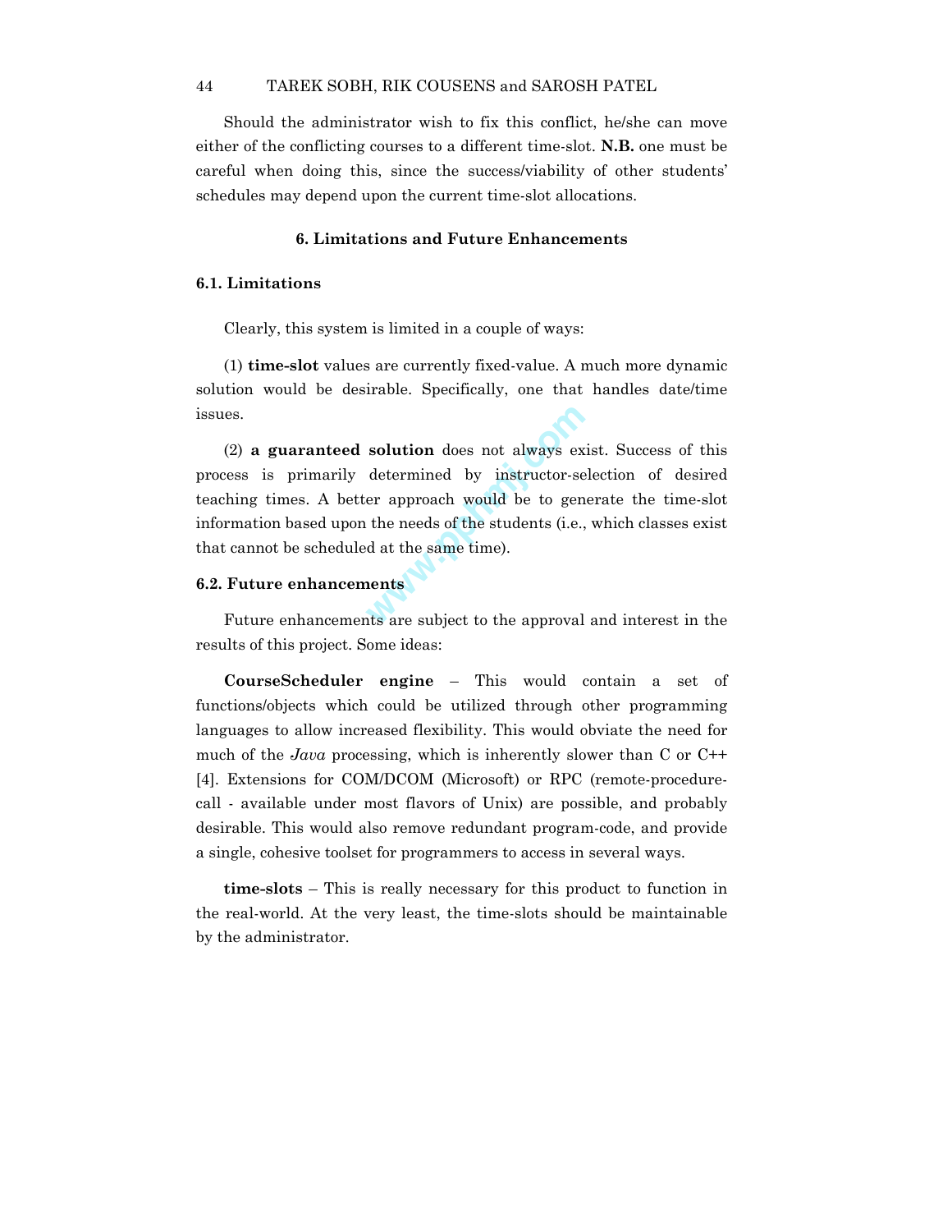Should the administrator wish to fix this conflict, he/she can move either of the conflicting courses to a different time-slot. **N.B.** one must be careful when doing this, since the success/viability of other students' schedules may depend upon the current time-slot allocations.

## 6. Limitations and Future Enhancements

### 6.1. Limitations

Clearly, this system is limited in a couple of ways:

(1) **time-slot** values are currently fixed-value. A much more dynamic solution would be desirable. Specifically, one that handles date/time issues.

(2) **a guaranteed solution** does not always exist. Success of this process is primarily determined by instructor-selection of desired teaching times. A better approach would be to generate the time-slot information based upon the needs of the students (i.e., which classes exist that cannot be scheduled at the same time).

### 6.2. Future enhancements

Future enhancements are subject to the approval and interest in the results of this project. Some ideas:

**CourseScheduler engine** – This would contain a set of functions/objects which could be utilized through other programming languages to allow increased flexibility. This would obviate the need for much of the *Java* processing, which is inherently slower than C or C++ [4]. Extensions for COM/DCOM (Microsoft) or RPC (remote-procedure-call - available under most flavors of Unix) are possible, and probably desirable. This would also remove redundant program-code, and provide a single, cohesive toolset for programmers to access in several ways.

**time-slots** – This is really necessary for this product to function in the real-world. At the very least, the time-slots should be maintainable by the administrator.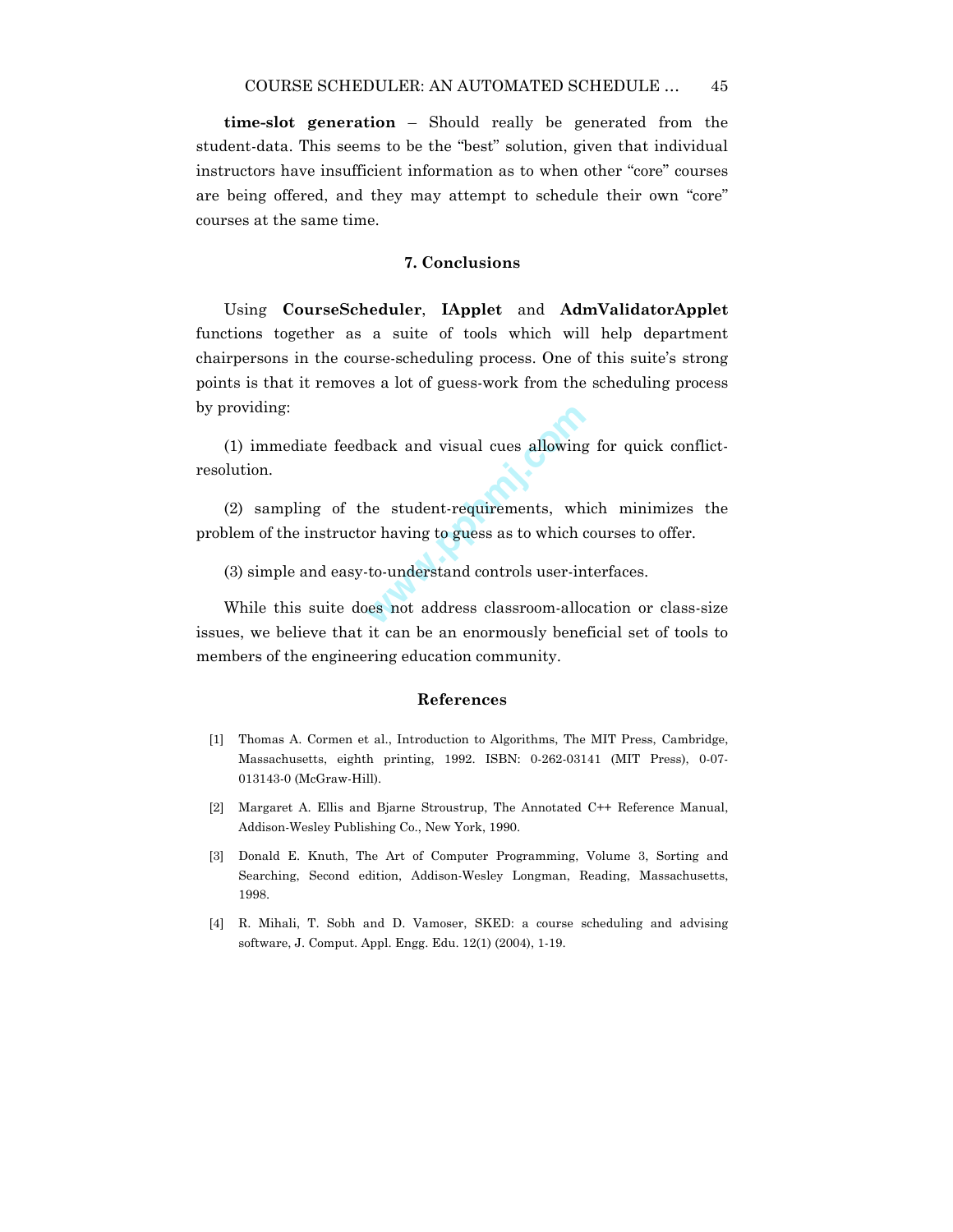**time-slot generation** – Should really be generated from the student-data. This seems to be the "best" solution, given that individual instructors have insufficient information as to when other "core" courses are being offered, and they may attempt to schedule their own "core" courses at the same time.

## 7. Conclusions

Using **CourseScheduler**, **IApplet** and **AdmValidatorApplet** functions together as a suite of tools which will help department chairpersons in the course-scheduling process. One of this suite's strong points is that it removes a lot of guess-work from the scheduling process by providing:

(1) immediate feedback and visual cues allowing for quick conflict-resolution.

(2) sampling of the student-requirements, which minimizes the problem of the instructor having to guess as to which courses to offer.

(3) simple and easy-to-understand controls user-interfaces.

While this suite does not address classroom-allocation or class-size issues, we believe that it can be an enormously beneficial set of tools to members of the engineering education community.

## References

[1] Thomas A. Cormen et al., Introduction to Algorithms, The MIT Press, Cambridge, Massachusetts, eighth printing, 1992. ISBN: 0-262-03141 (MIT Press), 0-07-013143-0 (McGraw-Hill).

[2] Margaret A. Ellis and Bjarne Stroustrup, The Annotated C++ Reference Manual, Addison-Wesley Publishing Co., New York, 1990.

[3] Donald E. Knuth, The Art of Computer Programming, Volume 3, Sorting and Searching, Second edition, Addison-Wesley Longman, Reading, Massachusetts, 1998.

[4] R. Mihali, T. Sobh and D. Vamoser, SKED: a course scheduling and advising software, J. Comput. Appl. Engg. Edu. 12(1) (2004), 1-19.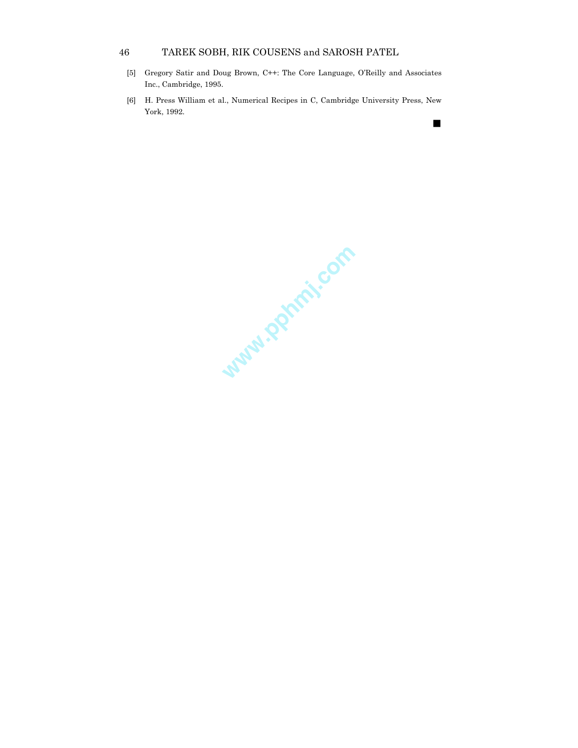[5] Gregory Satir and Doug Brown, C++: The Core Language, O'Reilly and Associates Inc., Cambridge, 1995.

[6] H. Press William et al., Numerical Recipes in C, Cambridge University Press, New York, 1992.

■